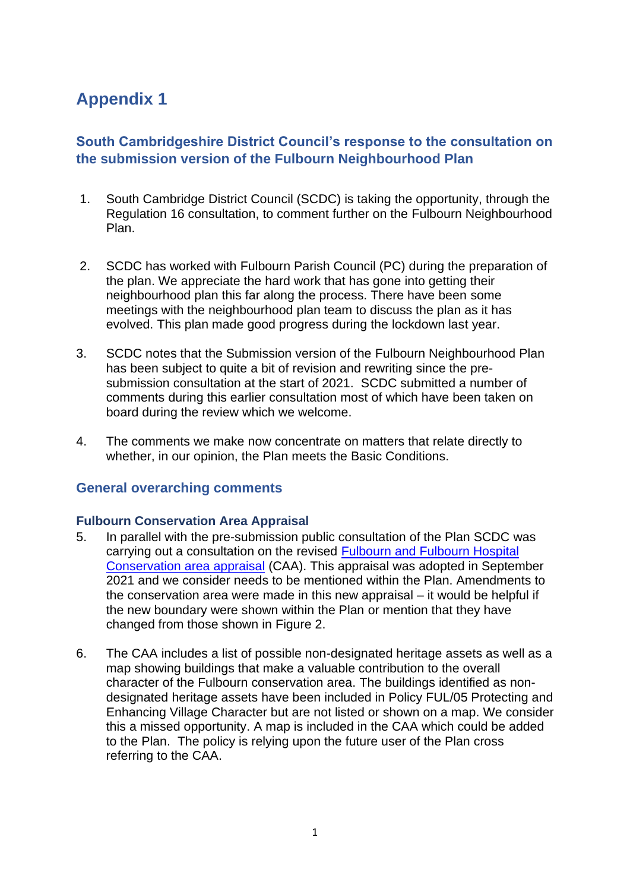# Appendix 1

## South Cambridgeshire District Council's response to the consultation on the submission version of the Fulbourn Neighbourhood Plan

1. South Cambridge District Council (SCDC) is taking the opportunity, through the Regulation 16 consultation, to comment further on the Fulbourn Neighbourhood Plan.

2. SCDC has worked with Fulbourn Parish Council (PC) during the preparation of the plan. We appreciate the hard work that has gone into getting their neighbourhood plan this far along the process. There have been some meetings with the neighbourhood plan team to discuss the plan as it has evolved. This plan made good progress during the lockdown last year.

3. SCDC notes that the Submission version of the Fulbourn Neighbourhood Plan has been subject to quite a bit of revision and rewriting since the pre-submission consultation at the start of 2021. SCDC submitted a number of comments during this earlier consultation most of which have been taken on board during the review which we welcome.

4. The comments we make now concentrate on matters that relate directly to whether, in our opinion, the Plan meets the Basic Conditions.

## General overarching comments

### Fulbourn Conservation Area Appraisal

5. In parallel with the pre-submission public consultation of the Plan SCDC was carrying out a consultation on the revised [Fulbourn and Fulbourn Hospital Conservation area appraisal]() (CAA). This appraisal was adopted in September 2021 and we consider needs to be mentioned within the Plan. Amendments to the conservation area were made in this new appraisal – it would be helpful if the new boundary were shown within the Plan or mention that they have changed from those shown in Figure 2.

6. The CAA includes a list of possible non-designated heritage assets as well as a map showing buildings that make a valuable contribution to the overall character of the Fulbourn conservation area. The buildings identified as non-designated heritage assets have been included in Policy FUL/05 Protecting and Enhancing Village Character but are not listed or shown on a map. We consider this a missed opportunity. A map is included in the CAA which could be added to the Plan. The policy is relying upon the future user of the Plan cross referring to the CAA.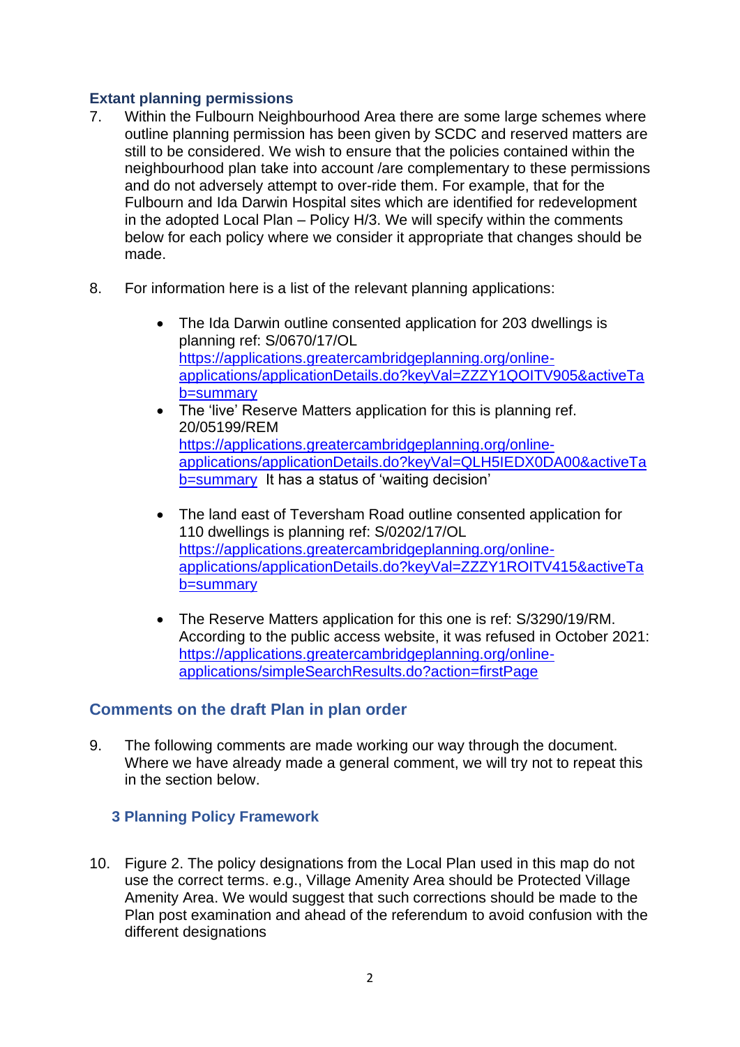### Extant planning permissions

7. Within the Fulbourn Neighbourhood Area there are some large schemes where outline planning permission has been given by SCDC and reserved matters are still to be considered. We wish to ensure that the policies contained within the neighbourhood plan take into account /are complementary to these permissions and do not adversely attempt to over-ride them. For example, that for the Fulbourn and Ida Darwin Hospital sites which are identified for redevelopment in the adopted Local Plan – Policy H/3. We will specify within the comments below for each policy where we consider it appropriate that changes should be made.

8. For information here is a list of the relevant planning applications:

   - The Ida Darwin outline consented application for 203 dwellings is planning ref: S/0670/17/OL https://applications.greatercambridgeplanning.org/online-applications/applicationDetails.do?keyVal=ZZZY1QOITV905&activeTab=summary
   - The 'live' Reserve Matters application for this is planning ref. 20/05199/REM https://applications.greatercambridgeplanning.org/online-applications/applicationDetails.do?keyVal=QLH5IEDX0DA00&activeTab=summary It has a status of 'waiting decision'

   - The land east of Teversham Road outline consented application for 110 dwellings is planning ref: S/0202/17/OL https://applications.greatercambridgeplanning.org/online-applications/applicationDetails.do?keyVal=ZZZY1ROITV415&activeTab=summary

   - The Reserve Matters application for this one is ref: S/3290/19/RM. According to the public access website, it was refused in October 2021: https://applications.greatercambridgeplanning.org/online-applications/simpleSearchResults.do?action=firstPage

## Comments on the draft Plan in plan order

9. The following comments are made working our way through the document. Where we have already made a general comment, we will try not to repeat this in the section below.

### 3 Planning Policy Framework

10. Figure 2. The policy designations from the Local Plan used in this map do not use the correct terms. e.g., Village Amenity Area should be Protected Village Amenity Area. We would suggest that such corrections should be made to the Plan post examination and ahead of the referendum to avoid confusion with the different designations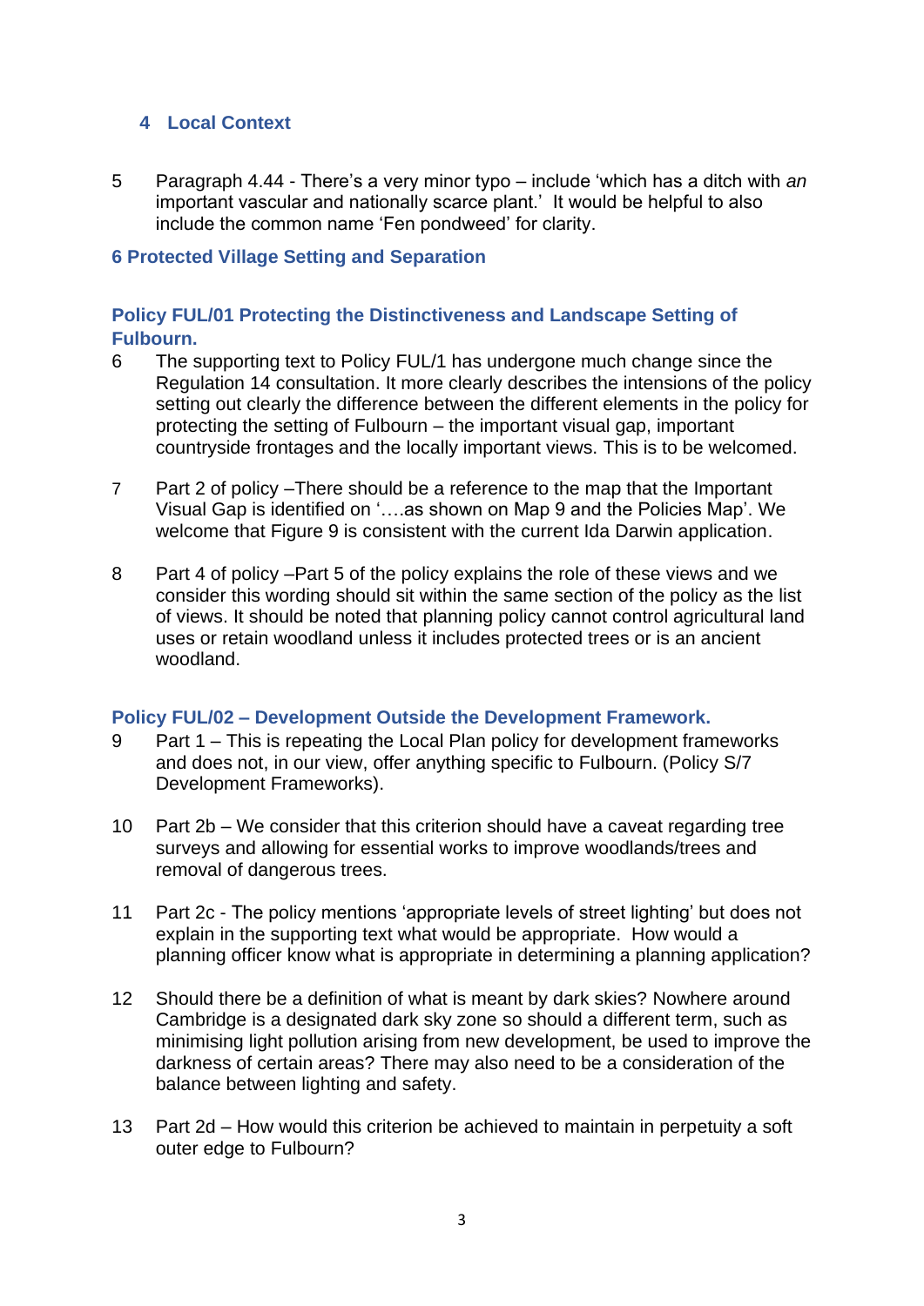## 4 Local Context

5 Paragraph 4.44 - There's a very minor typo – include 'which has a ditch with *an* important vascular and nationally scarce plant.' It would be helpful to also include the common name 'Fen pondweed' for clarity.

## 6 Protected Village Setting and Separation

### Policy FUL/01 Protecting the Distinctiveness and Landscape Setting of Fulbourn.

6 The supporting text to Policy FUL/1 has undergone much change since the Regulation 14 consultation. It more clearly describes the intensions of the policy setting out clearly the difference between the different elements in the policy for protecting the setting of Fulbourn – the important visual gap, important countryside frontages and the locally important views. This is to be welcomed.

7 Part 2 of policy –There should be a reference to the map that the Important Visual Gap is identified on '….as shown on Map 9 and the Policies Map'. We welcome that Figure 9 is consistent with the current Ida Darwin application.

8 Part 4 of policy –Part 5 of the policy explains the role of these views and we consider this wording should sit within the same section of the policy as the list of views. It should be noted that planning policy cannot control agricultural land uses or retain woodland unless it includes protected trees or is an ancient woodland.

### Policy FUL/02 – Development Outside the Development Framework.

9 Part 1 – This is repeating the Local Plan policy for development frameworks and does not, in our view, offer anything specific to Fulbourn. (Policy S/7 Development Frameworks).

10 Part 2b – We consider that this criterion should have a caveat regarding tree surveys and allowing for essential works to improve woodlands/trees and removal of dangerous trees.

11 Part 2c - The policy mentions 'appropriate levels of street lighting' but does not explain in the supporting text what would be appropriate. How would a planning officer know what is appropriate in determining a planning application?

12 Should there be a definition of what is meant by dark skies? Nowhere around Cambridge is a designated dark sky zone so should a different term, such as minimising light pollution arising from new development, be used to improve the darkness of certain areas? There may also need to be a consideration of the balance between lighting and safety.

13 Part 2d – How would this criterion be achieved to maintain in perpetuity a soft outer edge to Fulbourn?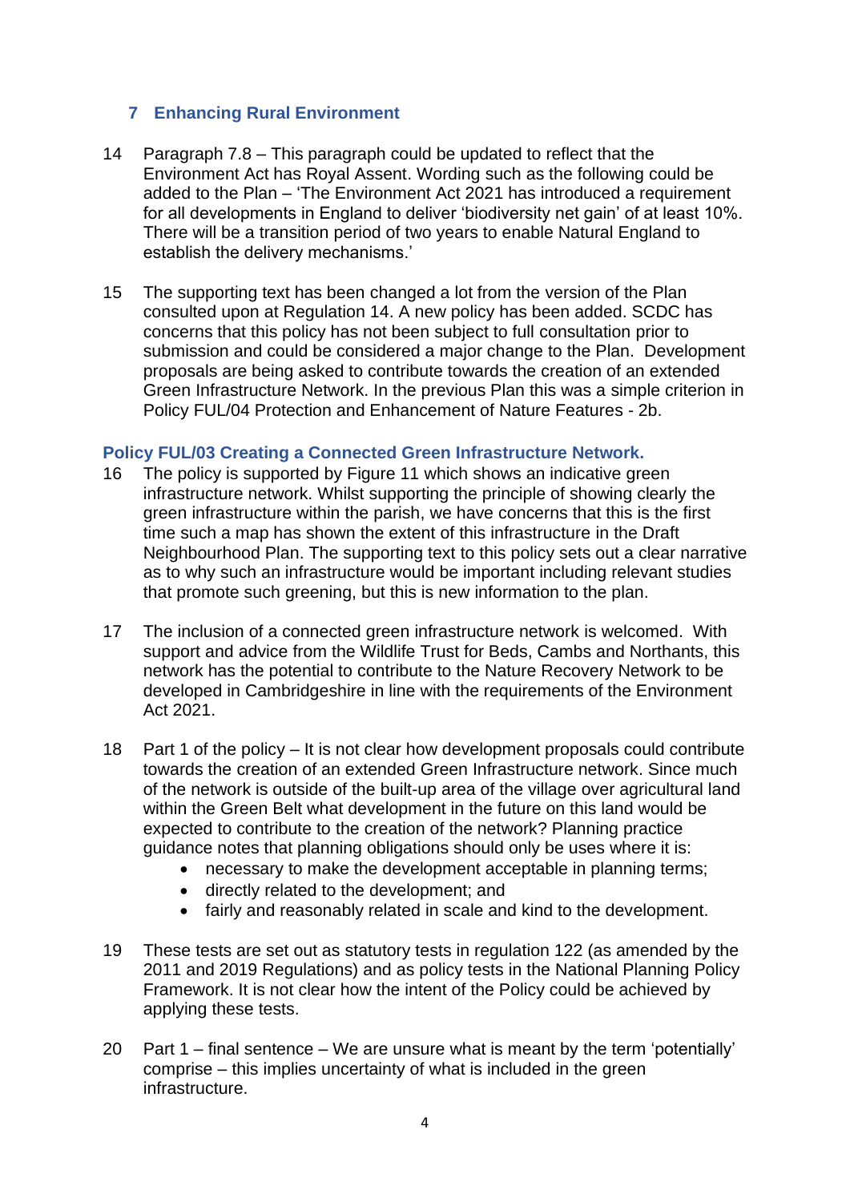## 7 Enhancing Rural Environment

14 Paragraph 7.8 – This paragraph could be updated to reflect that the Environment Act has Royal Assent. Wording such as the following could be added to the Plan – 'The Environment Act 2021 has introduced a requirement for all developments in England to deliver 'biodiversity net gain' of at least 10%. There will be a transition period of two years to enable Natural England to establish the delivery mechanisms.'

15 The supporting text has been changed a lot from the version of the Plan consulted upon at Regulation 14. A new policy has been added. SCDC has concerns that this policy has not been subject to full consultation prior to submission and could be considered a major change to the Plan. Development proposals are being asked to contribute towards the creation of an extended Green Infrastructure Network. In the previous Plan this was a simple criterion in Policy FUL/04 Protection and Enhancement of Nature Features - 2b.

### Policy FUL/03 Creating a Connected Green Infrastructure Network.

16 The policy is supported by Figure 11 which shows an indicative green infrastructure network. Whilst supporting the principle of showing clearly the green infrastructure within the parish, we have concerns that this is the first time such a map has shown the extent of this infrastructure in the Draft Neighbourhood Plan. The supporting text to this policy sets out a clear narrative as to why such an infrastructure would be important including relevant studies that promote such greening, but this is new information to the plan.

17 The inclusion of a connected green infrastructure network is welcomed. With support and advice from the Wildlife Trust for Beds, Cambs and Northants, this network has the potential to contribute to the Nature Recovery Network to be developed in Cambridgeshire in line with the requirements of the Environment Act 2021.

18 Part 1 of the policy – It is not clear how development proposals could contribute towards the creation of an extended Green Infrastructure network. Since much of the network is outside of the built-up area of the village over agricultural land within the Green Belt what development in the future on this land would be expected to contribute to the creation of the network? Planning practice guidance notes that planning obligations should only be uses where it is:

- necessary to make the development acceptable in planning terms;
- directly related to the development; and
- fairly and reasonably related in scale and kind to the development.

19 These tests are set out as statutory tests in regulation 122 (as amended by the 2011 and 2019 Regulations) and as policy tests in the National Planning Policy Framework. It is not clear how the intent of the Policy could be achieved by applying these tests.

20 Part 1 – final sentence – We are unsure what is meant by the term 'potentially' comprise – this implies uncertainty of what is included in the green infrastructure.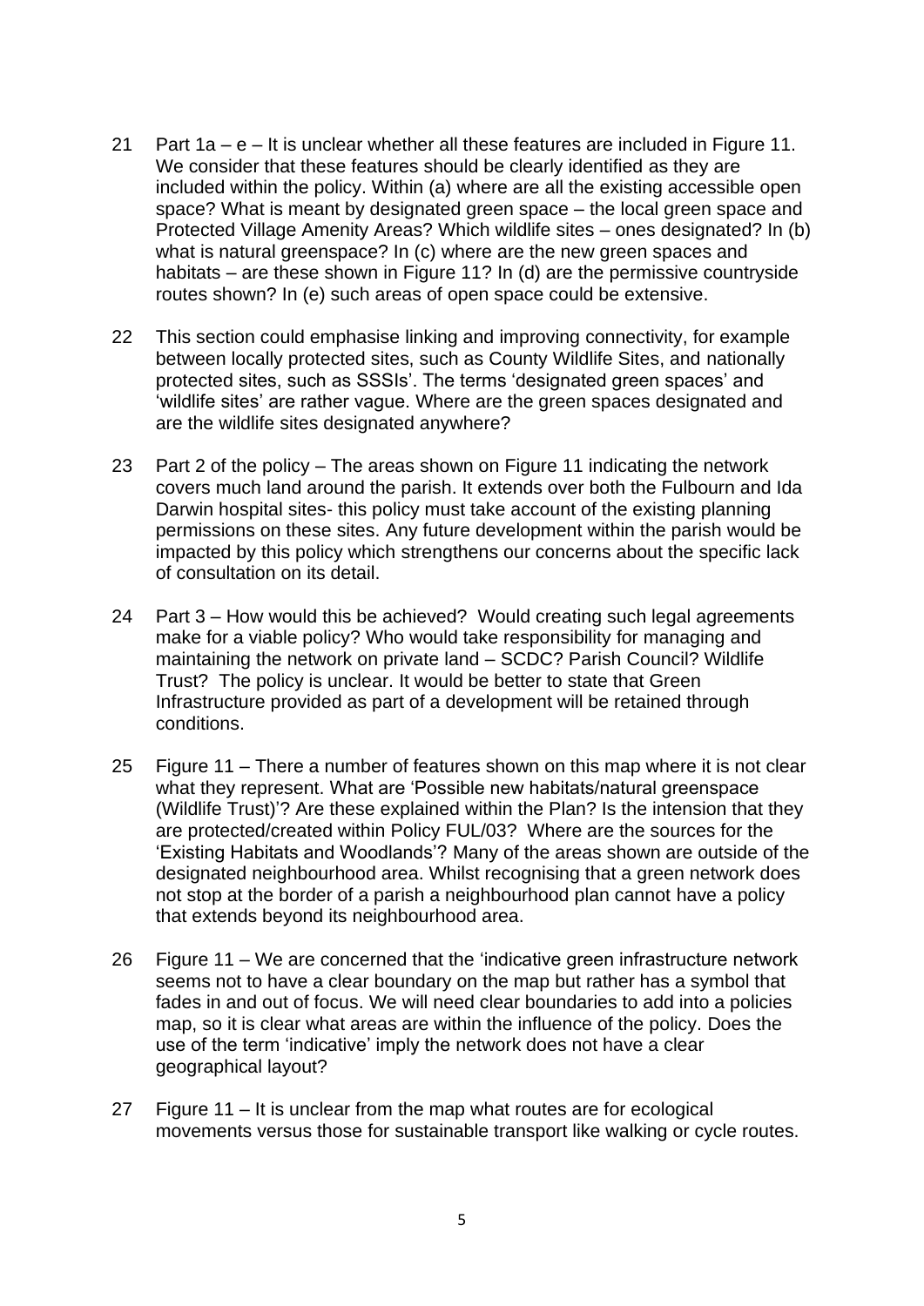21 Part 1a – e – It is unclear whether all these features are included in Figure 11. We consider that these features should be clearly identified as they are included within the policy. Within (a) where are all the existing accessible open space? What is meant by designated green space – the local green space and Protected Village Amenity Areas? Which wildlife sites – ones designated? In (b) what is natural greenspace? In (c) where are the new green spaces and habitats – are these shown in Figure 11? In (d) are the permissive countryside routes shown? In (e) such areas of open space could be extensive.

22 This section could emphasise linking and improving connectivity, for example between locally protected sites, such as County Wildlife Sites, and nationally protected sites, such as SSSIs'. The terms 'designated green spaces' and 'wildlife sites' are rather vague. Where are the green spaces designated and are the wildlife sites designated anywhere?

23 Part 2 of the policy – The areas shown on Figure 11 indicating the network covers much land around the parish. It extends over both the Fulbourn and Ida Darwin hospital sites- this policy must take account of the existing planning permissions on these sites. Any future development within the parish would be impacted by this policy which strengthens our concerns about the specific lack of consultation on its detail.

24 Part 3 – How would this be achieved? Would creating such legal agreements make for a viable policy? Who would take responsibility for managing and maintaining the network on private land – SCDC? Parish Council? Wildlife Trust? The policy is unclear. It would be better to state that Green Infrastructure provided as part of a development will be retained through conditions.

25 Figure 11 – There a number of features shown on this map where it is not clear what they represent. What are 'Possible new habitats/natural greenspace (Wildlife Trust)'? Are these explained within the Plan? Is the intension that they are protected/created within Policy FUL/03? Where are the sources for the 'Existing Habitats and Woodlands'? Many of the areas shown are outside of the designated neighbourhood area. Whilst recognising that a green network does not stop at the border of a parish a neighbourhood plan cannot have a policy that extends beyond its neighbourhood area.

26 Figure 11 – We are concerned that the 'indicative green infrastructure network seems not to have a clear boundary on the map but rather has a symbol that fades in and out of focus. We will need clear boundaries to add into a policies map, so it is clear what areas are within the influence of the policy. Does the use of the term 'indicative' imply the network does not have a clear geographical layout?

27 Figure 11 – It is unclear from the map what routes are for ecological movements versus those for sustainable transport like walking or cycle routes.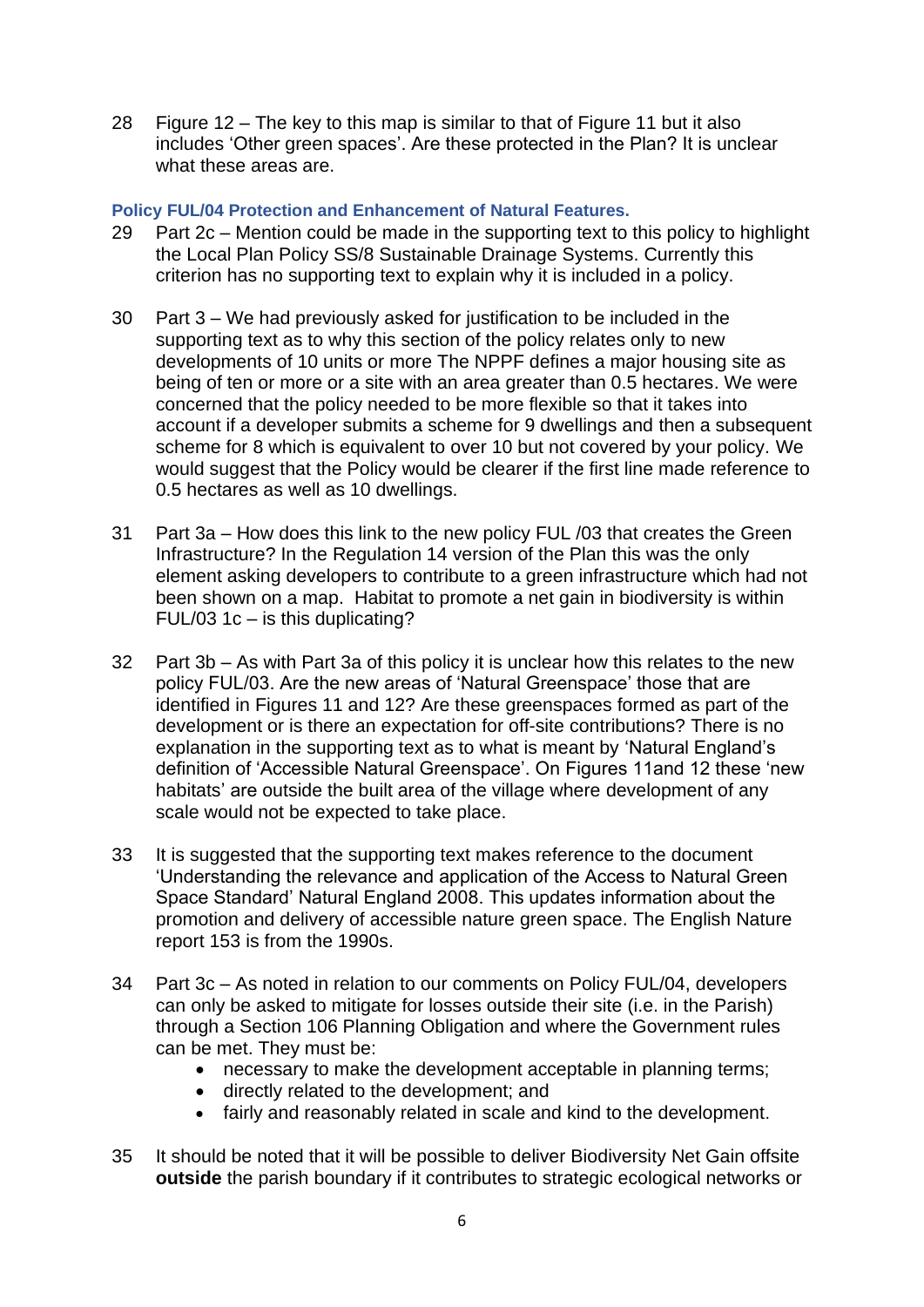28 Figure 12 – The key to this map is similar to that of Figure 11 but it also includes 'Other green spaces'. Are these protected in the Plan? It is unclear what these areas are.

### Policy FUL/04 Protection and Enhancement of Natural Features.

29 Part 2c – Mention could be made in the supporting text to this policy to highlight the Local Plan Policy SS/8 Sustainable Drainage Systems. Currently this criterion has no supporting text to explain why it is included in a policy.

30 Part 3 – We had previously asked for justification to be included in the supporting text as to why this section of the policy relates only to new developments of 10 units or more The NPPF defines a major housing site as being of ten or more or a site with an area greater than 0.5 hectares. We were concerned that the policy needed to be more flexible so that it takes into account if a developer submits a scheme for 9 dwellings and then a subsequent scheme for 8 which is equivalent to over 10 but not covered by your policy. We would suggest that the Policy would be clearer if the first line made reference to 0.5 hectares as well as 10 dwellings.

31 Part 3a – How does this link to the new policy FUL /03 that creates the Green Infrastructure? In the Regulation 14 version of the Plan this was the only element asking developers to contribute to a green infrastructure which had not been shown on a map. Habitat to promote a net gain in biodiversity is within FUL/03 1c – is this duplicating?

32 Part 3b – As with Part 3a of this policy it is unclear how this relates to the new policy FUL/03. Are the new areas of 'Natural Greenspace' those that are identified in Figures 11 and 12? Are these greenspaces formed as part of the development or is there an expectation for off-site contributions? There is no explanation in the supporting text as to what is meant by 'Natural England's definition of 'Accessible Natural Greenspace'. On Figures 11and 12 these 'new habitats' are outside the built area of the village where development of any scale would not be expected to take place.

33 It is suggested that the supporting text makes reference to the document 'Understanding the relevance and application of the Access to Natural Green Space Standard' Natural England 2008. This updates information about the promotion and delivery of accessible nature green space. The English Nature report 153 is from the 1990s.

34 Part 3c – As noted in relation to our comments on Policy FUL/04, developers can only be asked to mitigate for losses outside their site (i.e. in the Parish) through a Section 106 Planning Obligation and where the Government rules can be met. They must be:

- necessary to make the development acceptable in planning terms;
- directly related to the development; and
- fairly and reasonably related in scale and kind to the development.

35 It should be noted that it will be possible to deliver Biodiversity Net Gain offsite **outside** the parish boundary if it contributes to strategic ecological networks or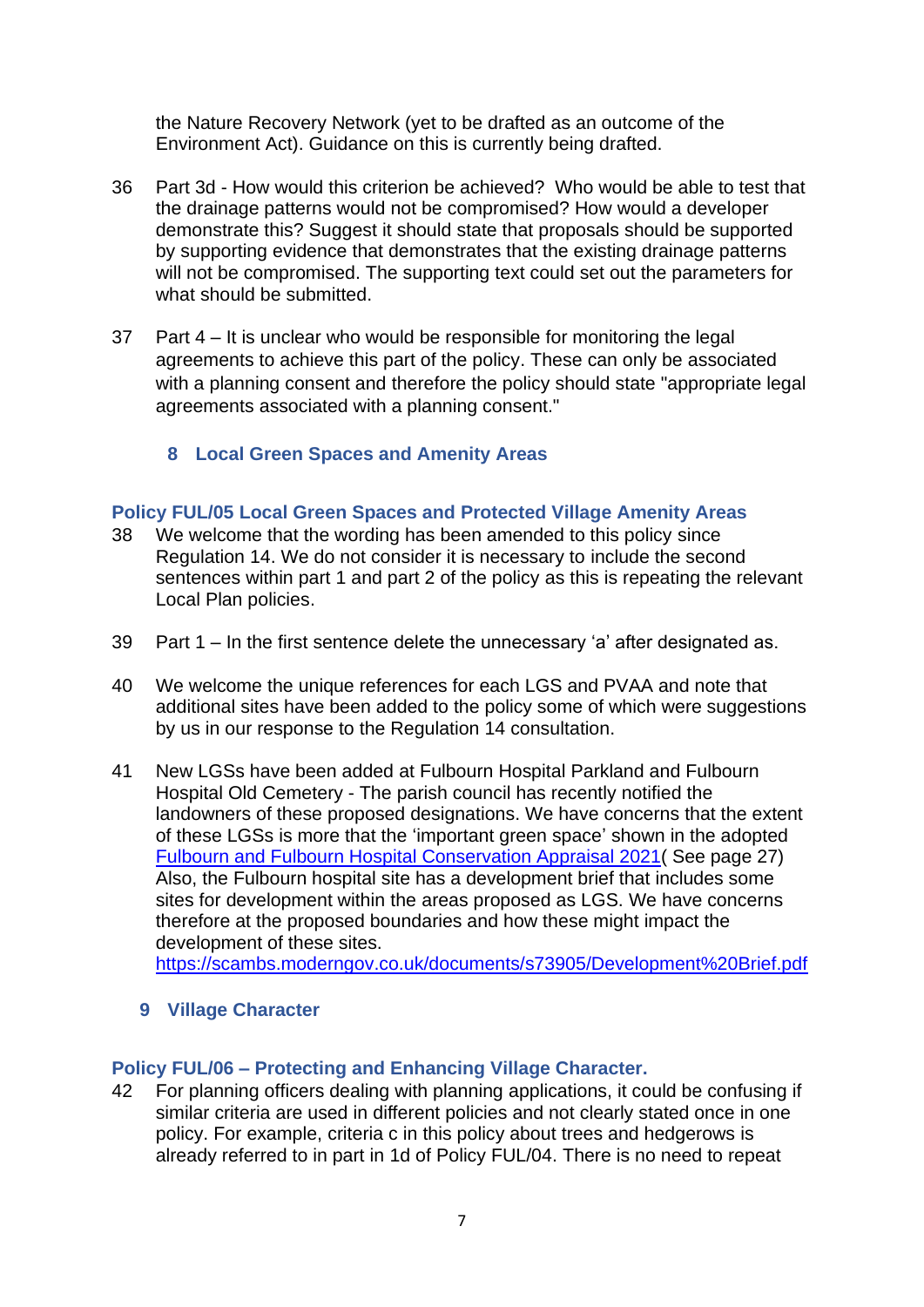the Nature Recovery Network (yet to be drafted as an outcome of the Environment Act). Guidance on this is currently being drafted.

36 Part 3d - How would this criterion be achieved? Who would be able to test that the drainage patterns would not be compromised? How would a developer demonstrate this? Suggest it should state that proposals should be supported by supporting evidence that demonstrates that the existing drainage patterns will not be compromised. The supporting text could set out the parameters for what should be submitted.

37 Part 4 – It is unclear who would be responsible for monitoring the legal agreements to achieve this part of the policy. These can only be associated with a planning consent and therefore the policy should state "appropriate legal agreements associated with a planning consent."

## 8 Local Green Spaces and Amenity Areas

### Policy FUL/05 Local Green Spaces and Protected Village Amenity Areas

38 We welcome that the wording has been amended to this policy since Regulation 14. We do not consider it is necessary to include the second sentences within part 1 and part 2 of the policy as this is repeating the relevant Local Plan policies.

39 Part 1 – In the first sentence delete the unnecessary 'a' after designated as.

40 We welcome the unique references for each LGS and PVAA and note that additional sites have been added to the policy some of which were suggestions by us in our response to the Regulation 14 consultation.

41 New LGSs have been added at Fulbourn Hospital Parkland and Fulbourn Hospital Old Cemetery - The parish council has recently notified the landowners of these proposed designations. We have concerns that the extent of these LGSs is more that the 'important green space' shown in the adopted [Fulbourn and Fulbourn Hospital Conservation Appraisal 2021]( See page 27) Also, the Fulbourn hospital site has a development brief that includes some sites for development within the areas proposed as LGS. We have concerns therefore at the proposed boundaries and how these might impact the development of these sites. https://scambs.moderngov.co.uk/documents/s73905/Development%20Brief.pdf

## 9 Village Character

### Policy FUL/06 – Protecting and Enhancing Village Character.

42 For planning officers dealing with planning applications, it could be confusing if similar criteria are used in different policies and not clearly stated once in one policy. For example, criteria c in this policy about trees and hedgerows is already referred to in part in 1d of Policy FUL/04. There is no need to repeat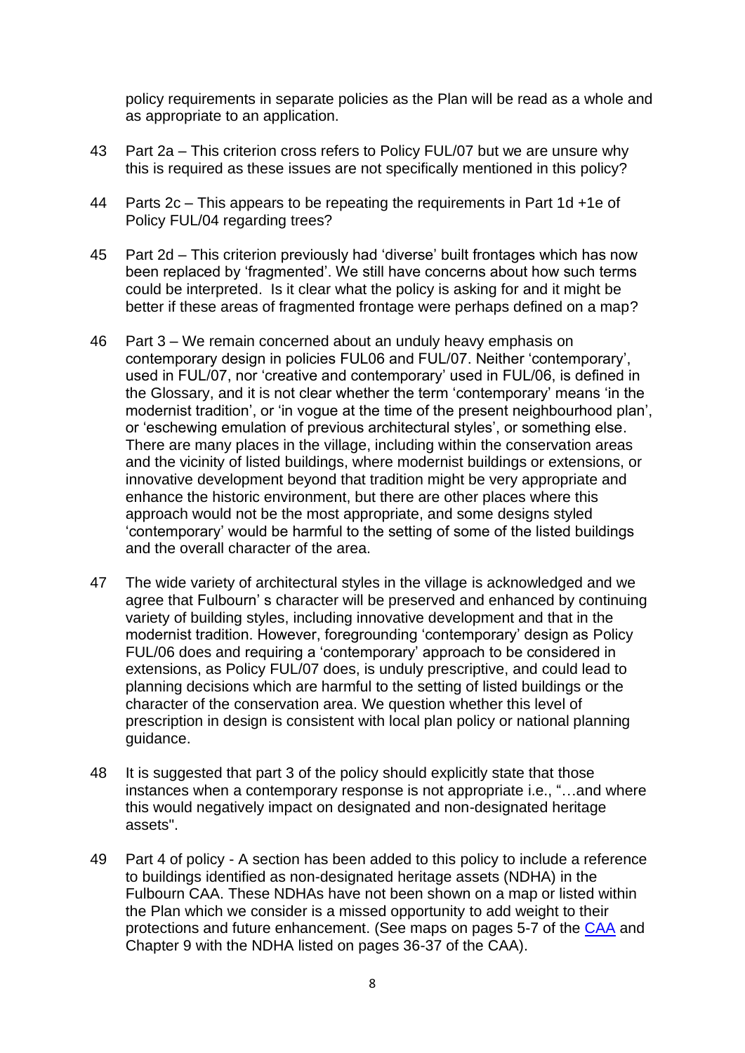policy requirements in separate policies as the Plan will be read as a whole and as appropriate to an application.

43 Part 2a – This criterion cross refers to Policy FUL/07 but we are unsure why this is required as these issues are not specifically mentioned in this policy?

44 Parts 2c – This appears to be repeating the requirements in Part 1d +1e of Policy FUL/04 regarding trees?

45 Part 2d – This criterion previously had 'diverse' built frontages which has now been replaced by 'fragmented'. We still have concerns about how such terms could be interpreted. Is it clear what the policy is asking for and it might be better if these areas of fragmented frontage were perhaps defined on a map?

46 Part 3 – We remain concerned about an unduly heavy emphasis on contemporary design in policies FUL06 and FUL/07. Neither 'contemporary', used in FUL/07, nor 'creative and contemporary' used in FUL/06, is defined in the Glossary, and it is not clear whether the term 'contemporary' means 'in the modernist tradition', or 'in vogue at the time of the present neighbourhood plan', or 'eschewing emulation of previous architectural styles', or something else. There are many places in the village, including within the conservation areas and the vicinity of listed buildings, where modernist buildings or extensions, or innovative development beyond that tradition might be very appropriate and enhance the historic environment, but there are other places where this approach would not be the most appropriate, and some designs styled 'contemporary' would be harmful to the setting of some of the listed buildings and the overall character of the area.

47 The wide variety of architectural styles in the village is acknowledged and we agree that Fulbourn' s character will be preserved and enhanced by continuing variety of building styles, including innovative development and that in the modernist tradition. However, foregrounding 'contemporary' design as Policy FUL/06 does and requiring a 'contemporary' approach to be considered in extensions, as Policy FUL/07 does, is unduly prescriptive, and could lead to planning decisions which are harmful to the setting of listed buildings or the character of the conservation area. We question whether this level of prescription in design is consistent with local plan policy or national planning guidance.

48 It is suggested that part 3 of the policy should explicitly state that those instances when a contemporary response is not appropriate i.e., "…and where this would negatively impact on designated and non-designated heritage assets".

49 Part 4 of policy - A section has been added to this policy to include a reference to buildings identified as non-designated heritage assets (NDHA) in the Fulbourn CAA. These NDHAs have not been shown on a map or listed within the Plan which we consider is a missed opportunity to add weight to their protections and future enhancement. (See maps on pages 5-7 of the CAA and Chapter 9 with the NDHA listed on pages 36-37 of the CAA).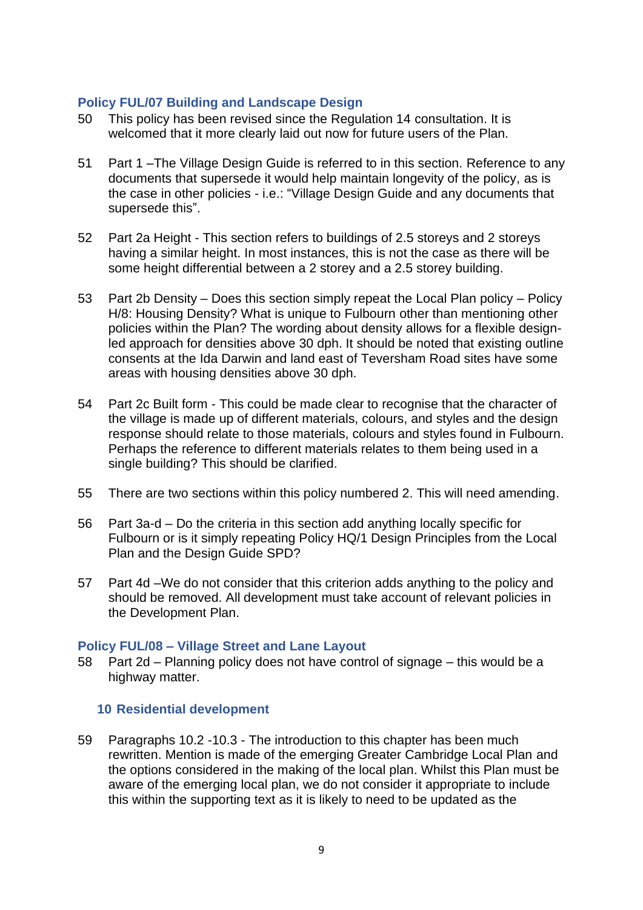### Policy FUL/07 Building and Landscape Design

50 This policy has been revised since the Regulation 14 consultation. It is welcomed that it more clearly laid out now for future users of the Plan.

51 Part 1 –The Village Design Guide is referred to in this section. Reference to any documents that supersede it would help maintain longevity of the policy, as is the case in other policies - i.e.: "Village Design Guide and any documents that supersede this".

52 Part 2a Height - This section refers to buildings of 2.5 storeys and 2 storeys having a similar height. In most instances, this is not the case as there will be some height differential between a 2 storey and a 2.5 storey building.

53 Part 2b Density – Does this section simply repeat the Local Plan policy – Policy H/8: Housing Density? What is unique to Fulbourn other than mentioning other policies within the Plan? The wording about density allows for a flexible design-led approach for densities above 30 dph. It should be noted that existing outline consents at the Ida Darwin and land east of Teversham Road sites have some areas with housing densities above 30 dph.

54 Part 2c Built form - This could be made clear to recognise that the character of the village is made up of different materials, colours, and styles and the design response should relate to those materials, colours and styles found in Fulbourn. Perhaps the reference to different materials relates to them being used in a single building? This should be clarified.

55 There are two sections within this policy numbered 2. This will need amending.

56 Part 3a-d – Do the criteria in this section add anything locally specific for Fulbourn or is it simply repeating Policy HQ/1 Design Principles from the Local Plan and the Design Guide SPD?

57 Part 4d –We do not consider that this criterion adds anything to the policy and should be removed. All development must take account of relevant policies in the Development Plan.

### Policy FUL/08 – Village Street and Lane Layout

58 Part 2d – Planning policy does not have control of signage – this would be a highway matter.

## 10 Residential development

59 Paragraphs 10.2 -10.3 - The introduction to this chapter has been much rewritten. Mention is made of the emerging Greater Cambridge Local Plan and the options considered in the making of the local plan. Whilst this Plan must be aware of the emerging local plan, we do not consider it appropriate to include this within the supporting text as it is likely to need to be updated as the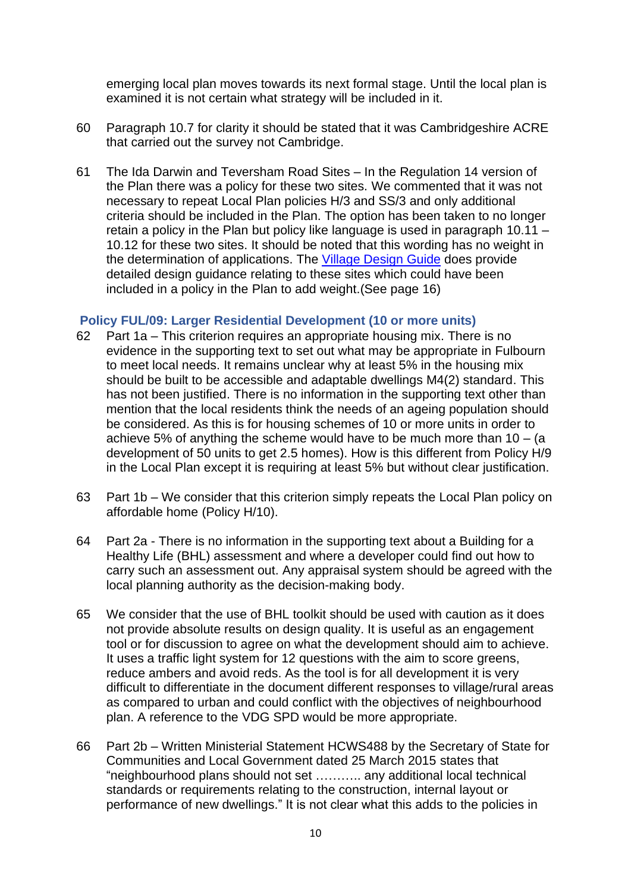emerging local plan moves towards its next formal stage. Until the local plan is examined it is not certain what strategy will be included in it.

60 Paragraph 10.7 for clarity it should be stated that it was Cambridgeshire ACRE that carried out the survey not Cambridge.

61 The Ida Darwin and Teversham Road Sites – In the Regulation 14 version of the Plan there was a policy for these two sites. We commented that it was not necessary to repeat Local Plan policies H/3 and SS/3 and only additional criteria should be included in the Plan. The option has been taken to no longer retain a policy in the Plan but policy like language is used in paragraph 10.11 – 10.12 for these two sites. It should be noted that this wording has no weight in the determination of applications. The Village Design Guide does provide detailed design guidance relating to these sites which could have been included in a policy in the Plan to add weight.(See page 16)

### Policy FUL/09: Larger Residential Development (10 or more units)

62 Part 1a – This criterion requires an appropriate housing mix. There is no evidence in the supporting text to set out what may be appropriate in Fulbourn to meet local needs. It remains unclear why at least 5% in the housing mix should be built to be accessible and adaptable dwellings M4(2) standard. This has not been justified. There is no information in the supporting text other than mention that the local residents think the needs of an ageing population should be considered. As this is for housing schemes of 10 or more units in order to achieve 5% of anything the scheme would have to be much more than 10 – (a development of 50 units to get 2.5 homes). How is this different from Policy H/9 in the Local Plan except it is requiring at least 5% but without clear justification.

63 Part 1b – We consider that this criterion simply repeats the Local Plan policy on affordable home (Policy H/10).

64 Part 2a - There is no information in the supporting text about a Building for a Healthy Life (BHL) assessment and where a developer could find out how to carry such an assessment out. Any appraisal system should be agreed with the local planning authority as the decision-making body.

65 We consider that the use of BHL toolkit should be used with caution as it does not provide absolute results on design quality. It is useful as an engagement tool or for discussion to agree on what the development should aim to achieve. It uses a traffic light system for 12 questions with the aim to score greens, reduce ambers and avoid reds. As the tool is for all development it is very difficult to differentiate in the document different responses to village/rural areas as compared to urban and could conflict with the objectives of neighbourhood plan. A reference to the VDG SPD would be more appropriate.

66 Part 2b – Written Ministerial Statement HCWS488 by the Secretary of State for Communities and Local Government dated 25 March 2015 states that "neighbourhood plans should not set ……….. any additional local technical standards or requirements relating to the construction, internal layout or performance of new dwellings." It is not clear what this adds to the policies in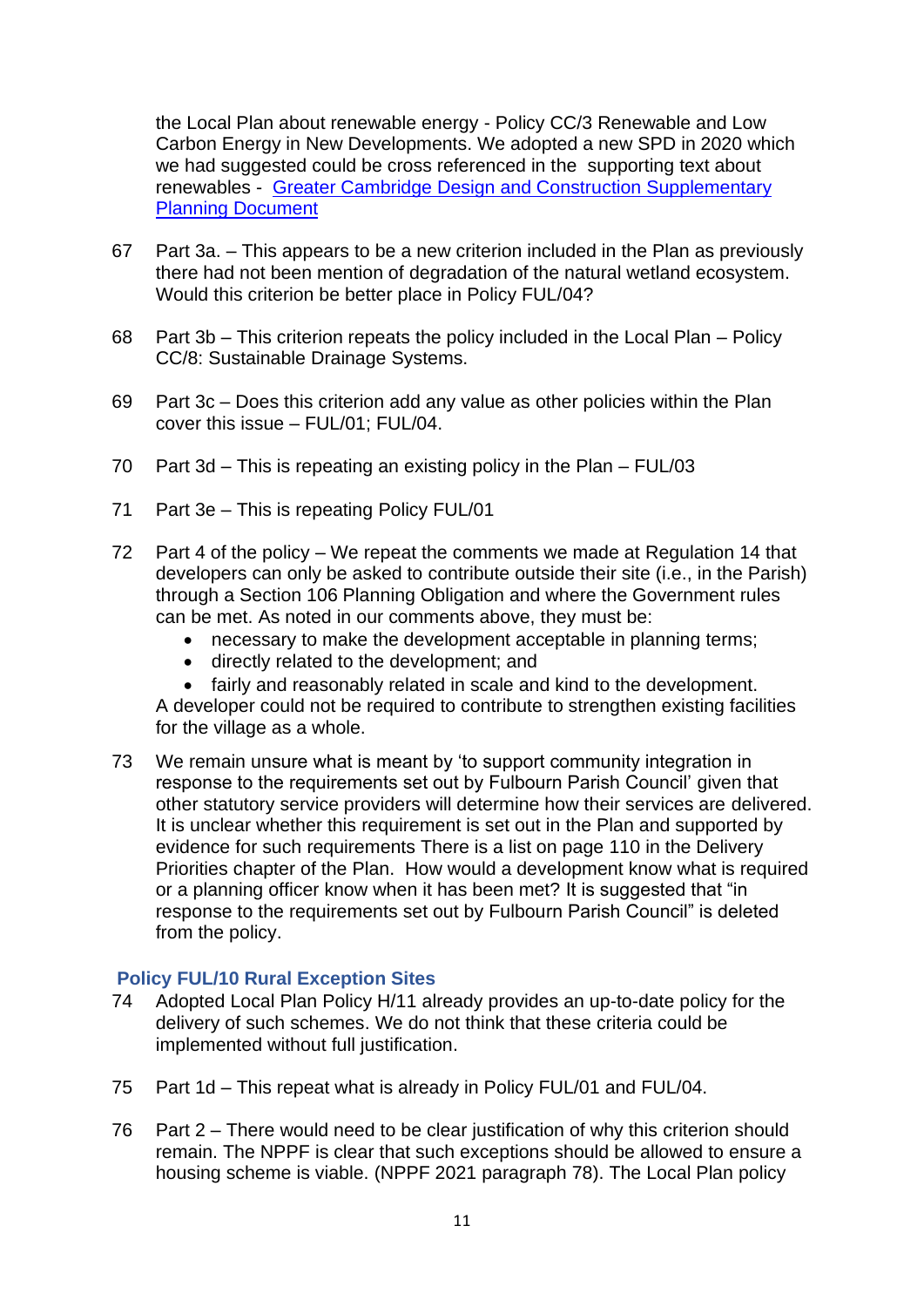the Local Plan about renewable energy - Policy CC/3 Renewable and Low Carbon Energy in New Developments. We adopted a new SPD in 2020 which we had suggested could be cross referenced in the supporting text about renewables - [Greater Cambridge Design and Construction Supplementary Planning Document]

67 Part 3a. – This appears to be a new criterion included in the Plan as previously there had not been mention of degradation of the natural wetland ecosystem. Would this criterion be better place in Policy FUL/04?

68 Part 3b – This criterion repeats the policy included in the Local Plan – Policy CC/8: Sustainable Drainage Systems.

69 Part 3c – Does this criterion add any value as other policies within the Plan cover this issue – FUL/01; FUL/04.

70 Part 3d – This is repeating an existing policy in the Plan – FUL/03

71 Part 3e – This is repeating Policy FUL/01

72 Part 4 of the policy – We repeat the comments we made at Regulation 14 that developers can only be asked to contribute outside their site (i.e., in the Parish) through a Section 106 Planning Obligation and where the Government rules can be met. As noted in our comments above, they must be:

- necessary to make the development acceptable in planning terms;
- directly related to the development; and
- fairly and reasonably related in scale and kind to the development.

A developer could not be required to contribute to strengthen existing facilities for the village as a whole.

73 We remain unsure what is meant by 'to support community integration in response to the requirements set out by Fulbourn Parish Council' given that other statutory service providers will determine how their services are delivered. It is unclear whether this requirement is set out in the Plan and supported by evidence for such requirements There is a list on page 110 in the Delivery Priorities chapter of the Plan. How would a development know what is required or a planning officer know when it has been met? It is suggested that "in response to the requirements set out by Fulbourn Parish Council" is deleted from the policy.

### Policy FUL/10 Rural Exception Sites

74 Adopted Local Plan Policy H/11 already provides an up-to-date policy for the delivery of such schemes. We do not think that these criteria could be implemented without full justification.

75 Part 1d – This repeat what is already in Policy FUL/01 and FUL/04.

76 Part 2 – There would need to be clear justification of why this criterion should remain. The NPPF is clear that such exceptions should be allowed to ensure a housing scheme is viable. (NPPF 2021 paragraph 78). The Local Plan policy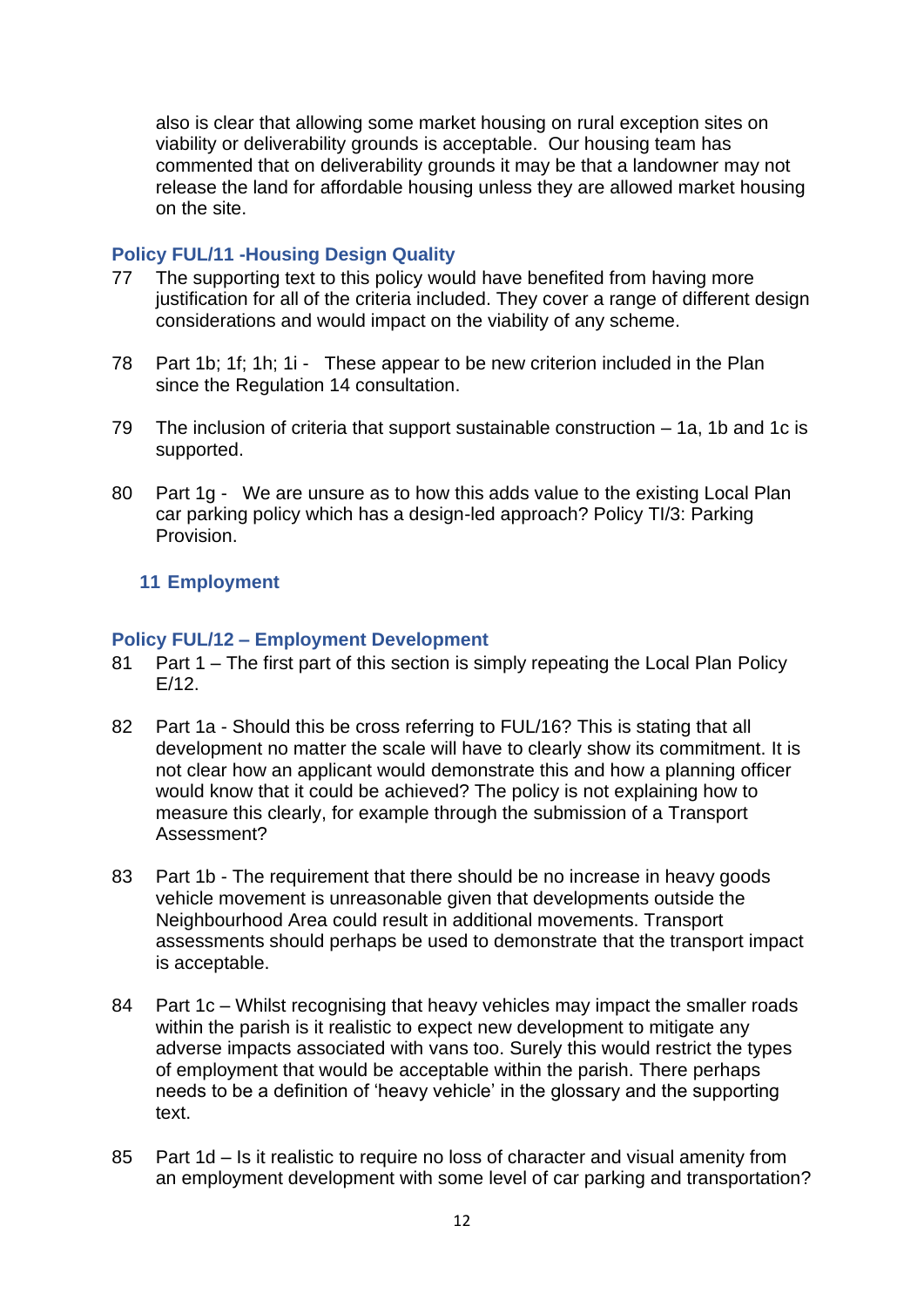also is clear that allowing some market housing on rural exception sites on viability or deliverability grounds is acceptable. Our housing team has commented that on deliverability grounds it may be that a landowner may not release the land for affordable housing unless they are allowed market housing on the site.

### Policy FUL/11 -Housing Design Quality

77 The supporting text to this policy would have benefited from having more justification for all of the criteria included. They cover a range of different design considerations and would impact on the viability of any scheme.

78 Part 1b; 1f; 1h; 1i - These appear to be new criterion included in the Plan since the Regulation 14 consultation.

79 The inclusion of criteria that support sustainable construction – 1a, 1b and 1c is supported.

80 Part 1g - We are unsure as to how this adds value to the existing Local Plan car parking policy which has a design-led approach? Policy TI/3: Parking Provision.

## 11 Employment

### Policy FUL/12 – Employment Development

81 Part 1 – The first part of this section is simply repeating the Local Plan Policy E/12.

82 Part 1a - Should this be cross referring to FUL/16? This is stating that all development no matter the scale will have to clearly show its commitment. It is not clear how an applicant would demonstrate this and how a planning officer would know that it could be achieved? The policy is not explaining how to measure this clearly, for example through the submission of a Transport Assessment?

83 Part 1b - The requirement that there should be no increase in heavy goods vehicle movement is unreasonable given that developments outside the Neighbourhood Area could result in additional movements. Transport assessments should perhaps be used to demonstrate that the transport impact is acceptable.

84 Part 1c – Whilst recognising that heavy vehicles may impact the smaller roads within the parish is it realistic to expect new development to mitigate any adverse impacts associated with vans too. Surely this would restrict the types of employment that would be acceptable within the parish. There perhaps needs to be a definition of 'heavy vehicle' in the glossary and the supporting text.

85 Part 1d – Is it realistic to require no loss of character and visual amenity from an employment development with some level of car parking and transportation?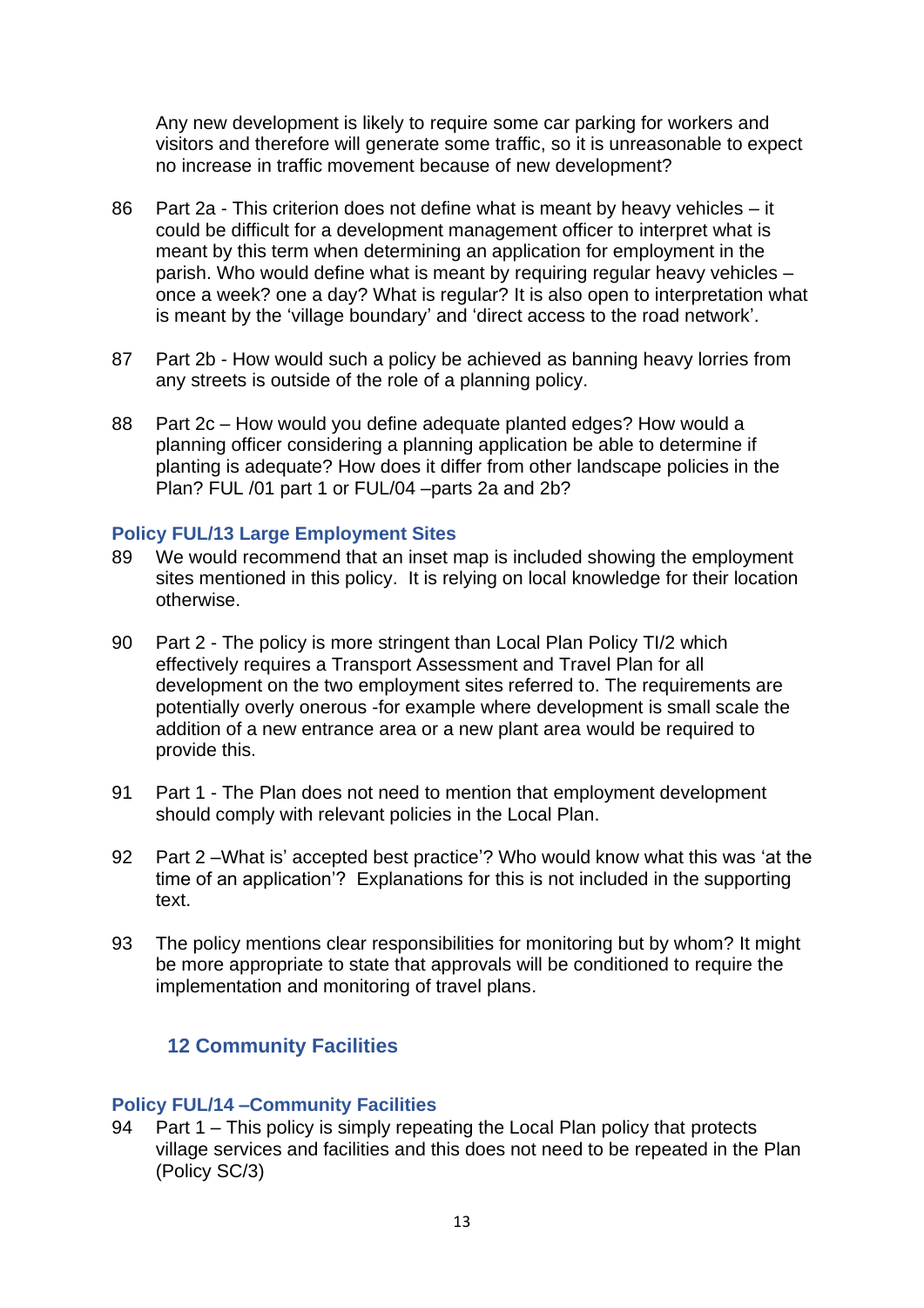Any new development is likely to require some car parking for workers and visitors and therefore will generate some traffic, so it is unreasonable to expect no increase in traffic movement because of new development?

86 Part 2a - This criterion does not define what is meant by heavy vehicles – it could be difficult for a development management officer to interpret what is meant by this term when determining an application for employment in the parish. Who would define what is meant by requiring regular heavy vehicles – once a week? one a day? What is regular? It is also open to interpretation what is meant by the 'village boundary' and 'direct access to the road network'.

87 Part 2b - How would such a policy be achieved as banning heavy lorries from any streets is outside of the role of a planning policy.

88 Part 2c – How would you define adequate planted edges? How would a planning officer considering a planning application be able to determine if planting is adequate? How does it differ from other landscape policies in the Plan? FUL /01 part 1 or FUL/04 –parts 2a and 2b?

### Policy FUL/13 Large Employment Sites

89 We would recommend that an inset map is included showing the employment sites mentioned in this policy. It is relying on local knowledge for their location otherwise.

90 Part 2 - The policy is more stringent than Local Plan Policy TI/2 which effectively requires a Transport Assessment and Travel Plan for all development on the two employment sites referred to. The requirements are potentially overly onerous -for example where development is small scale the addition of a new entrance area or a new plant area would be required to provide this.

91 Part 1 - The Plan does not need to mention that employment development should comply with relevant policies in the Local Plan.

92 Part 2 –What is' accepted best practice'? Who would know what this was 'at the time of an application'? Explanations for this is not included in the supporting text.

93 The policy mentions clear responsibilities for monitoring but by whom? It might be more appropriate to state that approvals will be conditioned to require the implementation and monitoring of travel plans.

## 12 Community Facilities

### Policy FUL/14 –Community Facilities

94 Part 1 – This policy is simply repeating the Local Plan policy that protects village services and facilities and this does not need to be repeated in the Plan (Policy SC/3)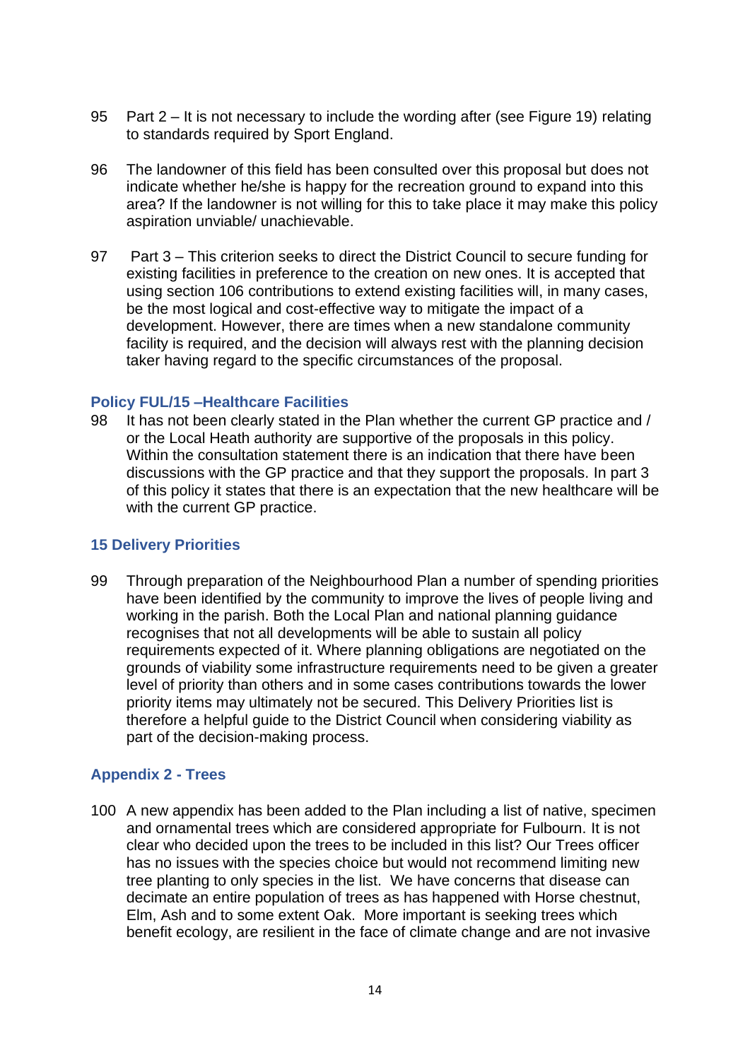95 Part 2 – It is not necessary to include the wording after (see Figure 19) relating to standards required by Sport England.

96 The landowner of this field has been consulted over this proposal but does not indicate whether he/she is happy for the recreation ground to expand into this area? If the landowner is not willing for this to take place it may make this policy aspiration unviable/ unachievable.

97 Part 3 – This criterion seeks to direct the District Council to secure funding for existing facilities in preference to the creation on new ones. It is accepted that using section 106 contributions to extend existing facilities will, in many cases, be the most logical and cost-effective way to mitigate the impact of a development. However, there are times when a new standalone community facility is required, and the decision will always rest with the planning decision taker having regard to the specific circumstances of the proposal.

### Policy FUL/15 –Healthcare Facilities

98 It has not been clearly stated in the Plan whether the current GP practice and / or the Local Heath authority are supportive of the proposals in this policy. Within the consultation statement there is an indication that there have been discussions with the GP practice and that they support the proposals. In part 3 of this policy it states that there is an expectation that the new healthcare will be with the current GP practice.

### 15 Delivery Priorities

99 Through preparation of the Neighbourhood Plan a number of spending priorities have been identified by the community to improve the lives of people living and working in the parish. Both the Local Plan and national planning guidance recognises that not all developments will be able to sustain all policy requirements expected of it. Where planning obligations are negotiated on the grounds of viability some infrastructure requirements need to be given a greater level of priority than others and in some cases contributions towards the lower priority items may ultimately not be secured. This Delivery Priorities list is therefore a helpful guide to the District Council when considering viability as part of the decision-making process.

### Appendix 2 - Trees

100 A new appendix has been added to the Plan including a list of native, specimen and ornamental trees which are considered appropriate for Fulbourn. It is not clear who decided upon the trees to be included in this list? Our Trees officer has no issues with the species choice but would not recommend limiting new tree planting to only species in the list. We have concerns that disease can decimate an entire population of trees as has happened with Horse chestnut, Elm, Ash and to some extent Oak. More important is seeking trees which benefit ecology, are resilient in the face of climate change and are not invasive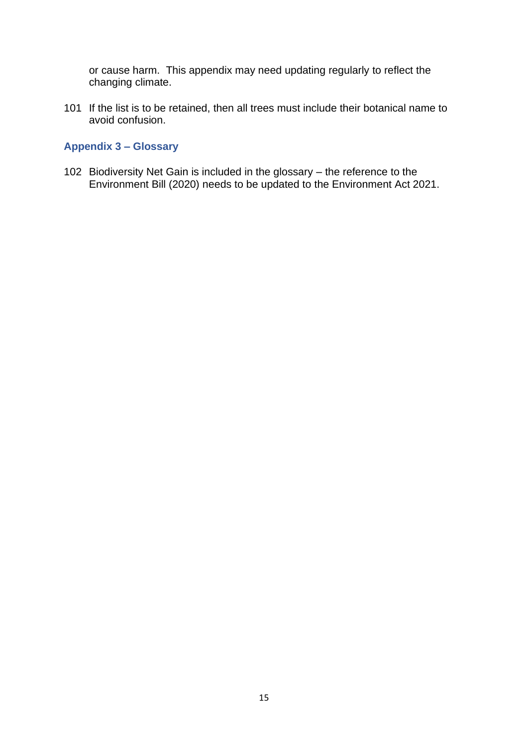or cause harm. This appendix may need updating regularly to reflect the changing climate.

101 If the list is to be retained, then all trees must include their botanical name to avoid confusion.

## Appendix 3 – Glossary

102 Biodiversity Net Gain is included in the glossary – the reference to the Environment Bill (2020) needs to be updated to the Environment Act 2021.